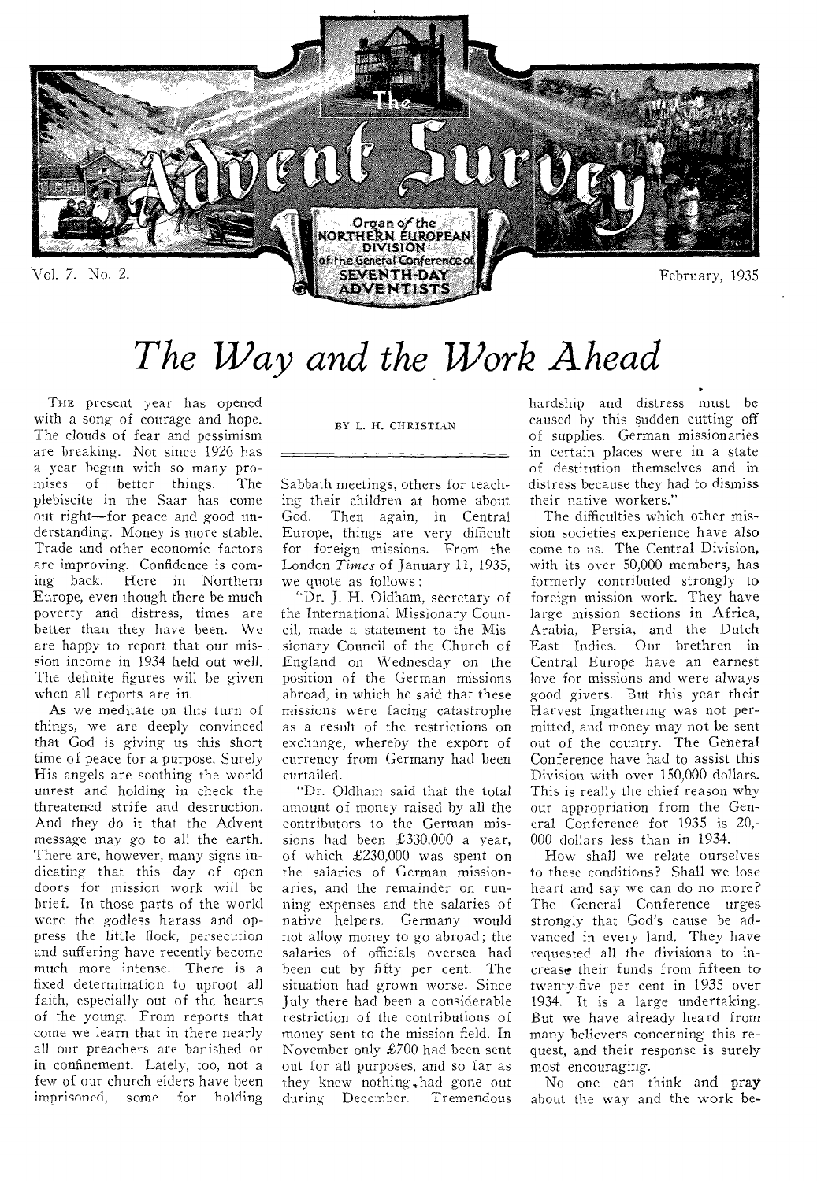# The Way and the Work Ahead

BY L. H. CHRISTIAN

THE present year has opened with a song of courage and hope. The clouds of fear and pessimism are breaking. Not since 1926 has a year begun with so many promises of better things. The plebiscite in the Saar has come out right—for peace and good understanding. Money is more stable. Trade and other economic factors are improving. Confidence is coming back. Here in Northern Europe, even though there be much poverty and distress, times are better than they have been. We are happy to report that our mission income in 1934 held out well. The definite figures will be given when all reports are in.

As we meditate on this turn of things, we are deeply convinced that God is giving us this short time of peace for a purpose. Surely His angels are soothing the world unrest and holding in check the threatened strife and destruction. And they do it that the Advent message may go to all the earth. There are, however, many signs indicating that this day of open doors for mission work will be brief. In those parts of the world were the godless harass and oppress the little flock, persecution and suffering have recently become much more intense. There is a fixed determination to uproot all faith, especially out of the hearts of the young. From reports that come we learn that in there nearly all our preachers are banished or in confinement. Lately, too, not a few of our church elders have been imprisoned, some for holding Sabbath meetings, others for teaching their children at home about God. Then again, in Central Europe, things are very difficult for foreign missions. From the London *Times* of January 11, 1935, we quote as follows:

"Dr. J. H. Oldham, secretary of the International Missionary Council, made a statement to the Missionary Council of the Church of England on Wednesday on the position of the German missions abroad, in which he said that these missions were facing catastrophe as a result of the restrictions on exchange, whereby the export of currency from Germany had been curtailed.

"Dr. Oldham said that the total amount of money raised by all the contributors to the German missions had been £330,000 a year, of which £230,000 was spent on the salaries of German missionaries, and the remainder on running expenses and the salaries of native helpers. Germany would not allow money to go abroad; the salaries of officials oversea had been cut by fifty per cent. The situation had grown worse. Since July there had been a considerable restriction of the contributions of money sent to the mission field. In November only £700 had been sent out for all purposes, and so far as they knew nothing had gone out during December. Tremendous hardship and distress must be caused by this sudden cutting off of supplies. German missionaries in certain places were in a state of destitution themselves and in distress because they had to dismiss their native workers."

The difficulties which other mission societies experience have also come to us. The Central Division, with its over 50,000 members, has formerly contributed strongly to foreign mission work. They have large mission sections in Africa, Arabia, Persia, and the Dutch East Indies. Our brethren in Central Europe have an earnest love for missions and were always good givers. But this year their Harvest Ingathering was not permitted, and money may not be sent out of the country. The General Conference have had to assist this Division with over 150,000 dollars. This is really the chief reason why our appropriation from the General Conference for 1935 is 20,000 dollars less than in 1934.

How shall we relate ourselves to these conditions? Shall we lose heart and say we can do no more? The General Conference urges strongly that God's cause be advanced in every land. They have requested all the divisions to increase their funds from fifteen to twenty-five per cent in 1935 over 1934. It is a large undertaking. But we have already heard from many believers concerning this request, and their response is surely most encouraging.

No one can think and pray about the way and the work be-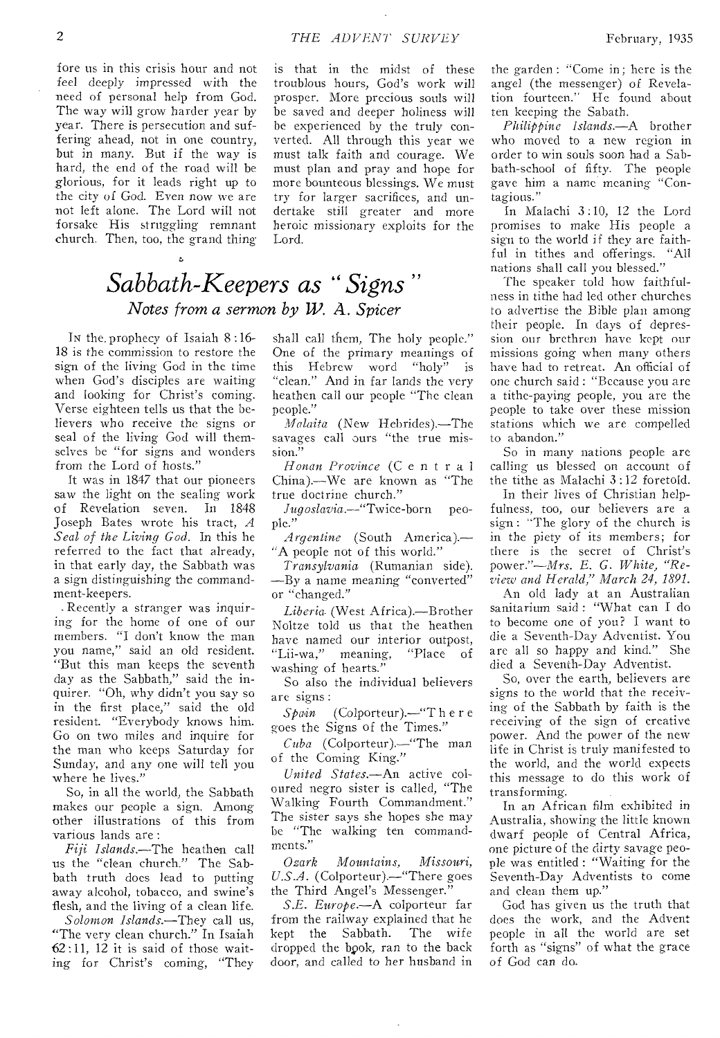fore us in this crisis hour and not feel deeply impressed with the need of personal help from God. The way will grow harder year by year. There is persecution and suffering ahead, not in one country, but in many. But if the way is hard, the end of the road will be glorious, for it leads right up to the city of God. Even now we are not left alone. The Lord will not forsake His struggling remnant church. Then, too, the grand thing is that in the midst of these troublous hours, God's work will prosper. More precious souls will be saved and deeper holiness will be experienced by the truly converted. All through this year we must talk faith and courage. We must plan and pray and hope for more bounteous blessings. We must try for larger sacrifices, and undertake still greater and more heroic missionary exploits for the Lord.

# *Sabbath-Keepers as "Signs"*

### *Notes from a sermon by W. A. Spicer*

IN the prophecy of Isaiah 8:16-18 is the commission to restore the sign of the living God in the time when God's disciples are waiting and looking for Christ's coming. Verse eighteen tells us that the believers who receive the signs or seal of the living God will themselves be "for signs and wonders from the Lord of hosts."

It was in 1847 that our pioneers saw the light on the sealing work of Revelation seven. In 1848 Joseph Bates wrote his tract, *A Seal of the Living God*. In this he referred to the fact that already, in that early day, the Sabbath was a sign distinguishing the commandment-keepers.

Recently a stranger was inquiring for the home of one of our members. "I don't know the man you name," said an old resident. "But this man keeps the seventh day as the Sabbath," said the inquirer. "Oh, why didn't you say so in the first place," said the old resident. "Everybody knows him. Go on two miles and inquire for the man who keeps Saturday for Sunday, and any one will tell you where he lives."

So, in all the world, the Sabbath makes our people a sign. Among other illustrations of this from various lands are:

*Fiji Islands.*—The heathen call us the "clean church." The Sabbath truth does lead to putting away alcohol, tobacco, and swine's flesh, and the living of a clean life.

*Solomon Islands.*—They call us, "The very clean church." In Isaiah 62:11, 12 it is said of those waiting for Christ's coming, "They shall call them, The holy people." One of the primary meanings of this Hebrew word "holy" is "clean." And in far lands the very heathen call our people "The clean people."

*Malaita* (New Hebrides).—The savages call ours "the true mission."

*Honan Province* (Central China).—We are known as "The true doctrine church."

*Jugoslavia.*—"Twice-born people."

*Argentine* (South America).—"A people not of this world."

*Transylvania* (Rumanian side).—By a name meaning "converted" or "changed."

*Liberia* (West Africa).—Brother Noltze told us that the heathen have named our interior outpost, "Lii-wa," meaning, "Place of washing of hearts."

So also the individual believers are signs:

*Spain* (Colporteur).—"There goes the Signs of the Times."

*Cuba* (Colporteur).—"The man of the Coming King."

*United States.*—An active coloured negro sister is called, "The Walking Fourth Commandment." The sister says she hopes she may be "The walking ten commandments."

*Ozark Mountains, Missouri, U.S.A.* (Colporteur).—"There goes the Third Angel's Messenger."

*S.E. Europe.*—A colporteur far from the railway explained that he kept the Sabbath. The wife dropped the book, ran to the back door, and called to her husband in the garden: "Come in; here is the angel (the messenger) of Revelation fourteen." He found about ten keeping the Sabath.

*Philippine Islands.*—A brother who moved to a new region in order to win souls soon had a Sabbath-school of fifty. The people gave him a name meaning "Contagious."

In Malachi 3:10, 12 the Lord promises to make His people a sign to the world if they are faithful in tithes and offerings. "All nations shall call you blessed."

The speaker told how faithfulness in tithe had led other churches to advertise the Bible plan among their people. In days of depression our brethren have kept our missions going when many others have had to retreat. An official of one church said: "Because you are a tithe-paying people, you are the people to take over these mission stations which we are compelled to abandon."

So in many nations people are calling us blessed on account of the tithe as Malachi 3:12 foretold.

In their lives of Christian helpfulness, too, our believers are a sign: "The glory of the church is in the piety of its members; for there is the secret of Christ's power."—*Mrs. E. G. White, "Review and Herald," March 24, 1891.*

An old lady at an Australian sanitarium said: "What can I do to become one of you? I want to die a Seventh-Day Adventist. You are all so happy and kind." She died a Seventh-Day Adventist.

So, over the earth, believers are signs to the world that the receiving of the Sabbath by faith is the receiving of the sign of creative power. And the power of the new life in Christ is truly manifested to the world, and the world expects this message to do this work of transforming.

In an African film exhibited in Australia, showing the little known dwarf people of Central Africa, one picture of the dirty savage people was entitled: "Waiting for the Seventh-Day Adventists to come and clean them up."

God has given us the truth that does the work, and the Advent people in all the world are set forth as "signs" of what the grace of God can do.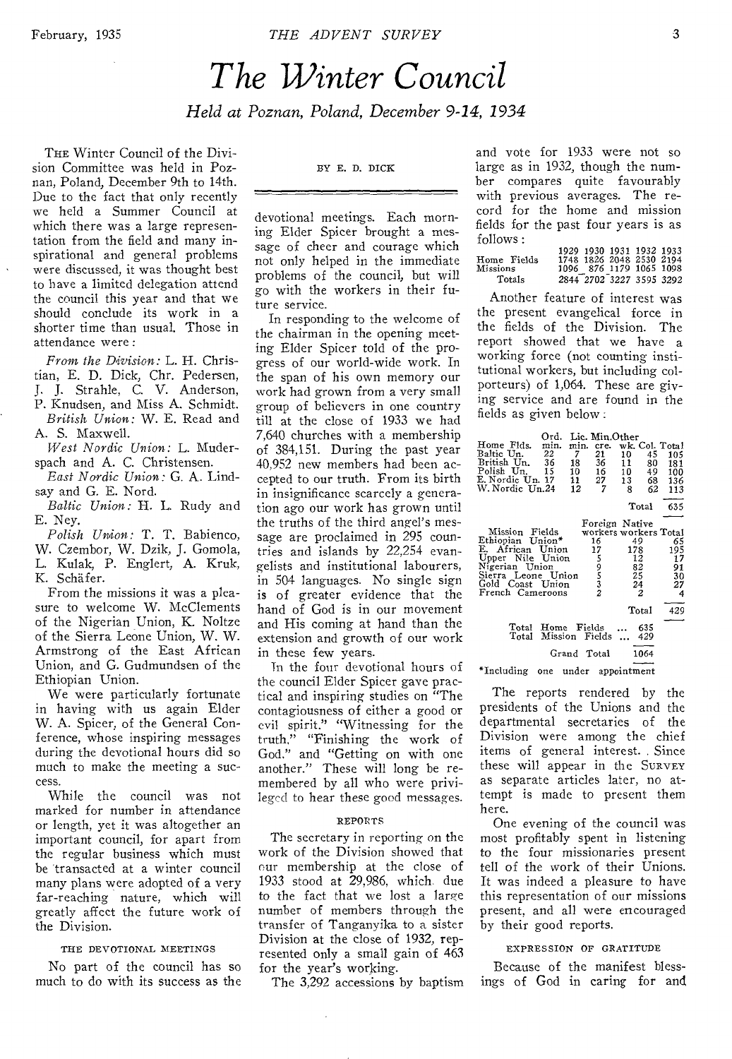# The Winter Council

*Held at Poznan, Poland, December 9-14, 1934*

BY E. D. DICK

THE Winter Council of the Division Committee was held in Poznan, Poland, December 9th to 14th. Due to the fact that only recently we held a Summer Council at which there was a large representation from the field and many inspirational and general problems were discussed, it was thought best to have a limited delegation attend the council this year and that we should conclude its work in a shorter time than usual. Those in attendance were:

*From the Division:* L. H. Christian, E. D. Dick, Chr. Pedersen, J. J. Strahle, C. V. Anderson, P. Knudsen, and Miss A. Schmidt.

*British Union:* W. E. Read and A. S. Maxwell.

*West Nordic Union:* L. Muderspach and A. C. Christensen.

*East Nordic Union:* G. A. Lindsay and G. E. Nord.

*Baltic Union:* H. L. Rudy and E. Ney.

*Polish Union:* T. T. Babienco, W. Czembor, W. Dzik, J. Gomola, L. Kulak, P. Englert, A. Kruk, K. Schäfer.

From the missions it was a pleasure to welcome W. McClements of the Nigerian Union, K. Noltze of the Sierra Leone Union, W. W. Armstrong of the East African Union, and G. Gudmundsen of the Ethiopian Union.

We were particularly fortunate in having with us again Elder W. A. Spicer, of the General Conference, whose inspiring messages during the devotional hours did so much to make the meeting a success.

While the council was not marked for number in attendance or length, yet it was altogether an important council, for apart from the regular business which must be transacted at a winter council many plans were adopted of a very far-reaching nature, which will greatly affect the future work of the Division.

## THE DEVOTIONAL MEETINGS

No part of the council has so much to do with its success as the devotional meetings. Each morning Elder Spicer brought a message of cheer and courage which not only helped in the immediate problems of the council, but will go with the workers in their future service.

In responding to the welcome of the chairman in the opening meeting Elder Spicer told of the progress of our world-wide work. In the span of his own memory our work had grown from a very small group of believers in one country till at the close of 1933 we had 7,640 churches with a membership of 384,151. During the past year 40,952 new members had been accepted to our truth. From its birth in insignificance scarcely a generation ago our work has grown until the truths of the third angel's message are proclaimed in 295 countries and islands by 22,254 evangelists and institutional labourers, in 504 languages. No single sign is of greater evidence that the hand of God is in our movement and His coming at hand than the extension and growth of our work in these few years.

In the four devotional hours of the council Elder Spicer gave practical and inspiring studies on "The contagiousness of either a good or evil spirit," "Witnessing for the truth," "Finishing the work of God," and "Getting on with one another." These will long be remembered by all who were privileged to hear these good messages.

## REPORTS

The secretary in reporting on the work of the Division showed that our membership at the close of 1933 stood at 29,986, which due to the fact that we lost a large number of members through the transfer of Tanganyika to a sister Division at the close of 1932, represented only a small gain of 463 for the year's working.

The 3,292 accessions by baptism and vote for 1933 were not so large as in 1932, though the number compares quite favourably with previous averages. The record for the home and mission fields for the past four years is as follows:

| | 1929 | 1930 | 1931 | 1932 | 1933 |
|---|---|---|---|---|---|
| Home Fields | 1748 | 1826 | 2048 | 2530 | 2194 |
| Missions | 1096 | 876 | 1179 | 1065 | 1098 |
| Totals | 2844 | 2702 | 3227 | 3595 | 3292 |

Another feature of interest was the present evangelical force in the fields of the Division. The report showed that we have a working force (not counting institutional workers, but including colporteurs) of 1,064. These are giving service and are found in the fields as given below:

| Home Flds. | Ord. min. | Lic. min. | Min. cre. | Other wk. | Col. | Total |
|---|---|---|---|---|---|---|
| Baltic Un. | 22 | 7 | 21 | 10 | 45 | 105 |
| British Un. | 36 | 18 | 36 | 11 | 80 | 181 |
| Polish Un. | 15 | 10 | 16 | 10 | 49 | 100 |
| E. Nordic Un. | 17 | 11 | 27 | 13 | 68 | 136 |
| W. Nordic Un. | 24 | 12 | 7 | 8 | 62 | 113 |
| | | | | | Total | 635 |

| Mission Fields | Foreign workers | Native workers | Total |
|---|---|---|---|
| Ethiopian Union* | 16 | 49 | 65 |
| E. African Union | 17 | 178 | 195 |
| Upper Nile Union | 5 | 12 | 17 |
| Nigerian Union | 9 | 82 | 91 |
| Sierra Leone Union | 5 | 25 | 30 |
| Gold Coast Union | 3 | 24 | 27 |
| French Cameroons | 2 | 2 | 4 |
| | | Total | 429 |

| | |
|---|---|
| Total Home Fields ... | 635 |
| Total Mission Fields ... | 429 |
| Grand Total | 1064 |

*Including one under appointment

The reports rendered by the presidents of the Unions and the departmental secretaries of the Division were among the chief items of general interest. Since these will appear in the SURVEY as separate articles later, no attempt is made to present them here.

One evening of the council was most profitably spent in listening to the four missionaries present tell of the work of their Unions. It was indeed a pleasure to have this representation of our missions present, and all were encouraged by their good reports.

## EXPRESSION OF GRATITUDE

Because of the manifest blessings of God in caring for and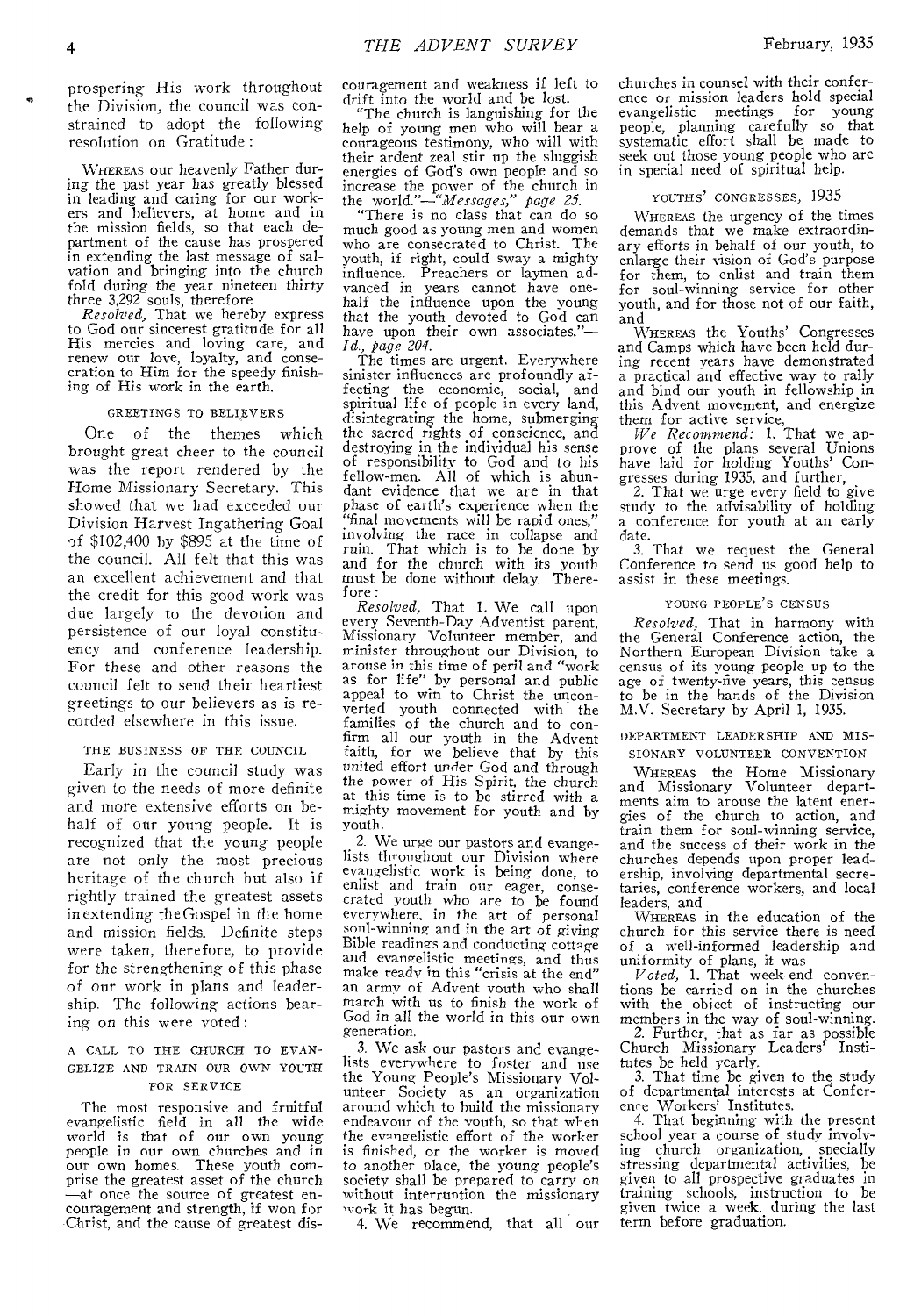prospering His work throughout the Division, the council was constrained to adopt the following resolution on Gratitude:

WHEREAS our heavenly Father during the past year has greatly blessed in leading and caring for our workers and believers, at home and in the mission fields, so that each department of the cause has prospered in extending the last message of salvation and bringing into the church fold during the year nineteen thirty three 3,292 souls, therefore

*Resolved,* That we hereby express to God our sincerest gratitude for all His mercies and loving care, and renew our love, loyalty, and consecration to Him for the speedy finishing of His work in the earth.

### GREETINGS TO BELIEVERS

One of the themes which brought great cheer to the council was the report rendered by the Home Missionary Secretary. This showed that we had exceeded our Division Harvest Ingathering Goal of $102,400 by $895 at the time of the council. All felt that this was an excellent achievement and that the credit for this good work was due largely to the devotion and persistence of our loyal constituency and conference leadership. For these and other reasons the council felt to send their heartiest greetings to our believers as is recorded elsewhere in this issue.

### THE BUSINESS OF THE COUNCIL

Early in the council study was given to the needs of more definite and more extensive efforts on behalf of our young people. It is recognized that the young people are not only the most precious heritage of the church but also if rightly trained the greatest assets in extending the Gospel in the home and mission fields. Definite steps were taken, therefore, to provide for the strengthening of this phase of our work in plans and leadership. The following actions bearing on this were voted:

### A CALL TO THE CHURCH TO EVANGELIZE AND TRAIN OUR OWN YOUTH FOR SERVICE

The most responsive and fruitful evangelistic field in all the wide world is that of our own young people in our own churches and in our own homes. These youth comprise the greatest asset of the church —at once the source of greatest encouragement and strength, if won for Christ, and the cause of greatest discouragement and weakness if left to drift into the world and be lost.

"The church is languishing for the help of young men who will bear a courageous testimony, who will with their ardent zeal stir up the sluggish energies of God's own people and so increase the power of the church in the world."—*"Messages," page 25.*

"There is no class that can do so much good as young men and women who are consecrated to Christ. The youth, if right, could sway a mighty influence. Preachers or laymen advanced in years cannot have one-half the influence upon the young that the youth devoted to God can have upon their own associates."—*Id., page 204.*

The times are urgent. Everywhere sinister influences are profoundly affecting the economic, social, and spiritual life of people in every land, disintegrating the home, submerging the sacred rights of conscience, and destroying in the individual his sense of responsibility to God and to his fellow-men. All of which is abundant evidence that we are in that phase of earth's experience when the "final movements will be rapid ones," involving the race in collapse and ruin. That which is to be done by and for the church with its youth must be done without delay. Therefore:

*Resolved,* That 1. We call upon every Seventh-Day Adventist parent, Missionary Volunteer member, and minister throughout our Division, to arouse in this time of peril and "work as for life" by personal and public appeal to win to Christ the unconverted youth connected with the families of the church and to confirm all our youth in the Advent faith, for we believe that by this united effort under God and through the power of His Spirit, the church at this time is to be stirred with a mighty movement for youth and by youth.

2. We urge our pastors and evangelists throughout our Division where evangelistic work is being done, to enlist and train our eager, consecrated youth who are to be found everywhere, in the art of personal soul-winning and in the art of giving Bible readings and conducting cottage and evangelistic meetings, and thus make ready in this "crisis at the end" an army of Advent youth who shall march with us to finish the work of God in all the world in this our own generation.

3. We ask our pastors and evangelists everywhere to foster and use the Young People's Missionary Volunteer Society as an organization around which to build the missionary endeavour of the youth, so that when the evangelistic effort of the worker is finished, or the worker is moved to another place, the young people's society shall be prepared to carry on without interruption the missionary work it has begun.

4. We recommend, that all our churches in counsel with their conference or mission leaders hold special evangelistic meetings for young people, planning carefully so that systematic effort shall be made to seek out those young people who are in special need of spiritual help.

### YOUTHS' CONGRESSES, 1935

WHEREAS the urgency of the times demands that we make extraordinary efforts in behalf of our youth, to enlarge their vision of God's purpose for them, to enlist and train them for soul-winning service for other youth, and for those not of our faith, and

WHEREAS the Youths' Congresses and Camps which have been held during recent years have demonstrated a practical and effective way to rally and bind our youth in fellowship in this Advent movement, and energize them for active service,

*We Recommend:* 1. That we approve of the plans several Unions have laid for holding Youths' Congresses during 1935, and further,

2. That we urge every field to give study to the advisability of holding a conference for youth at an early date.

3. That we request the General Conference to send us good help to assist in these meetings.

### YOUNG PEOPLE'S CENSUS

*Resolved,* That in harmony with the General Conference action, the Northern European Division take a census of its young people up to the age of twenty-five years, this census to be in the hands of the Division M.V. Secretary by April 1, 1935.

### DEPARTMENT LEADERSHIP AND MISSIONARY VOLUNTEER CONVENTION

WHEREAS the Home Missionary and Missionary Volunteer departments aim to arouse the latent energies of the church to action, and train them for soul-winning service, and the success of their work in the churches depends upon proper leadership, involving departmental secretaries, conference workers, and local leaders, and

WHEREAS in the education of the church for this service there is need of a well-informed leadership and uniformity of plans, it was

*Voted,* 1. That week-end conventions be carried on in the churches with the object of instructing our members in the way of soul-winning.

2. Further, that as far as possible Church Missionary Leaders' Institutes be held yearly.

3. That time be given to the study of departmental interests at Conference Workers' Institutes.

4. That beginning with the present school year a course of study involving church organization, specially stressing departmental activities, be given to all prospective graduates in training schools, instruction to be given twice a week, during the last term before graduation.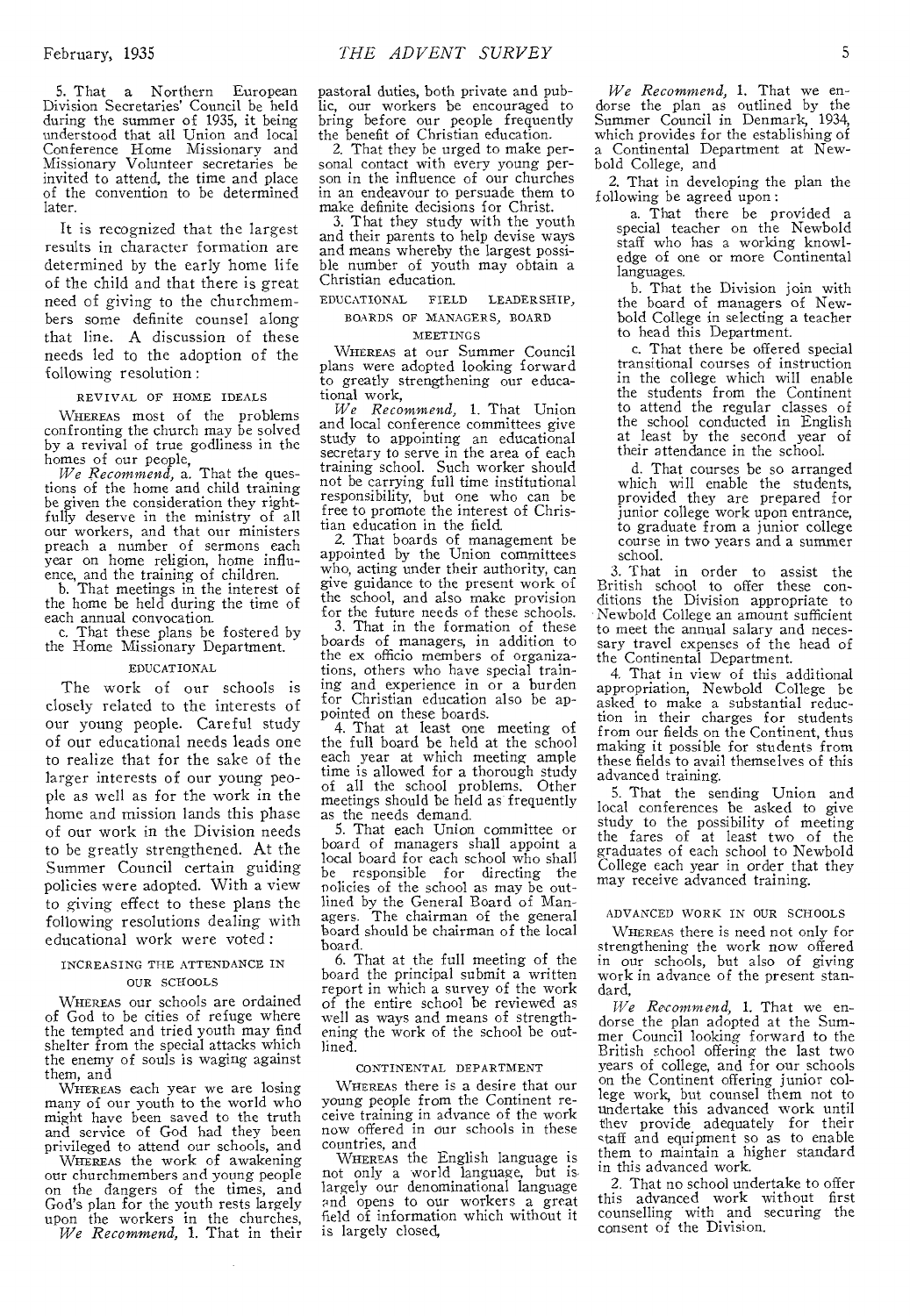5. That a Northern European Division Secretaries' Council be held during the summer of 1935, it being understood that all Union and local Conference Home Missionary and Missionary Volunteer secretaries be invited to attend, the time and place of the convention to be determined later.

It is recognized that the largest results in character formation are determined by the early home life of the child and that there is great need of giving to the churchmembers some definite counsel along that line. A discussion of these needs led to the adoption of the following resolution:

### REVIVAL OF HOME IDEALS

WHEREAS most of the problems confronting the church may be solved by a revival of true godliness in the homes of our people,

*We Recommend,* a. That the questions of the home and child training be given the consideration they rightfully deserve in the ministry of all our workers, and that our ministers preach a number of sermons each year on home religion, home influence, and the training of children.

b. That meetings in the interest of the home be held during the time of each annual convocation.

c. That these plans be fostered by the Home Missionary Department.

### EDUCATIONAL

The work of our schools is closely related to the interests of our young people. Careful study of our educational needs leads one to realize that for the sake of the larger interests of our young people as well as for the work in the home and mission lands this phase of our work in the Division needs to be greatly strengthened. At the Summer Council certain guiding policies were adopted. With a view to giving effect to these plans the following resolutions dealing with educational work were voted:

### INCREASING THE ATTENDANCE IN OUR SCHOOLS

WHEREAS our schools are ordained of God to be cities of refuge where the tempted and tried youth may find shelter from the special attacks which the enemy of souls is waging against them, and

WHEREAS each year we are losing many of our youth to the world who might have been saved to the truth and service of God had they been privileged to attend our schools, and

WHEREAS the work of awakening our churchmembers and young people on the dangers of the times, and God's plan for the youth rests largely upon the workers in the churches,

*We Recommend,* 1. That in their pastoral duties, both private and public, our workers be encouraged to bring before our people frequently the benefit of Christian education.

2. That they be urged to make personal contact with every young person in the influence of our churches in an endeavour to persuade them to make definite decisions for Christ.

3. That they study with the youth and their parents to help devise ways and means whereby the largest possible number of youth may obtain a Christian education.

### EDUCATIONAL FIELD LEADERSHIP, BOARDS OF MANAGERS, BOARD MEETINGS

WHEREAS at our Summer Council plans were adopted looking forward to greatly strengthening our educational work,

*We Recommend,* 1. That Union and local conference committees give study to appointing an educational secretary to serve in the area of each training school. Such worker should not be carrying full time institutional responsibility, but one who can be free to promote the interest of Christian education in the field.

2. That boards of management be appointed by the Union committees who, acting under their authority, can give guidance to the present work of the school, and also make provision for the future needs of these schools.

3. That in the formation of these boards of managers, in addition to the ex officio members of organizations, others who have special training and experience in or a burden for Christian education also be appointed on these boards.

4. That at least one meeting of the full board be held at the school each year at which meeting ample time is allowed for a thorough study of all the school problems. Other meetings should be held as frequently as the needs demand.

5. That each Union committee or board of managers shall appoint a local board for each school who shall be responsible for directing the policies of the school as may be outlined by the General Board of Managers. The chairman of the general board should be chairman of the local board.

6. That at the full meeting of the board the principal submit a written report in which a survey of the work of the entire school be reviewed as well as ways and means of strengthening the work of the school be outlined.

### CONTINENTAL DEPARTMENT

WHEREAS there is a desire that our young people from the Continent receive training in advance of the work now offered in our schools in these countries, and

WHEREAS the English language is not only a world language, but is largely our denominational language and opens to our workers a great field of information which without it is largely closed,

*We Recommend,* 1. That we endorse the plan as outlined by the Summer Council in Denmark, 1934, which provides for the establishing of a Continental Department at Newbold College, and

2. That in developing the plan the following be agreed upon:

a. That there be provided a special teacher on the Newbold staff who has a working knowledge of one or more Continental languages.

b. That the Division join with the board of managers of Newbold College in selecting a teacher to head this Department.

c. That there be offered special transitional courses of instruction in the college which will enable the students from the Continent to attend the regular classes of the school conducted in English at least by the second year of their attendance in the school.

d. That courses be so arranged which will enable the students, provided they are prepared for junior college work upon entrance, to graduate from a junior college course in two years and a summer school.

3. That in order to assist the British school to offer these conditions the Division appropriate to Newbold College an amount sufficient to meet the annual salary and necessary travel expenses of the head of the Continental Department.

4. That in view of this additional appropriation, Newbold College be asked to make a substantial reduction in their charges for students from our fields on the Continent, thus making it possible for students from these fields to avail themselves of this advanced training.

5. That the sending Union and local conferences be asked to give study to the possibility of meeting the fares of at least two of the graduates of each school to Newbold College each year in order that they may receive advanced training.

### ADVANCED WORK IN OUR SCHOOLS

WHEREAS there is need not only for strengthening the work now offered in our schools, but also of giving work in advance of the present standard,

*We Recommend,* 1. That we endorse the plan adopted at the Summer Council looking forward to the British school offering the last two years of college, and for our schools on the Continent offering junior college work, but counsel them not to undertake this advanced work until they provide adequately for their staff and equipment so as to enable them to maintain a higher standard in this advanced work.

2. That no school undertake to offer this advanced work without first counselling with and securing the consent of the Division.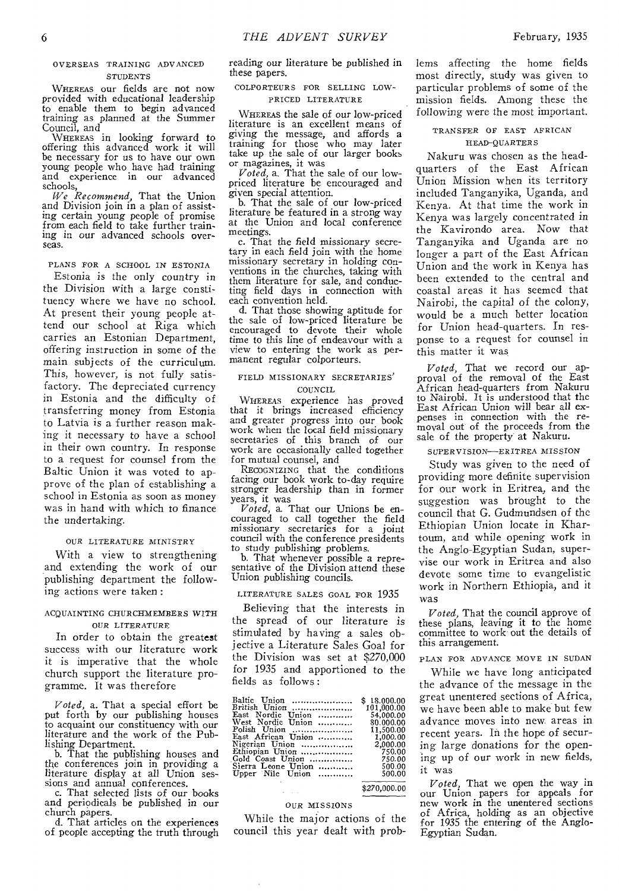### OVERSEAS TRAINING ADVANCED STUDENTS

WHEREAS our fields are not now provided with educational leadership to enable them to begin advanced training as planned at the Summer Council, and

WHEREAS in looking forward to offering this advanced work it will be necessary for us to have our own young people who have had training and experience in our advanced schools,

*We Recommend,* That the Union and Division join in a plan of assisting certain young people of promise from each field to take further training in our advanced schools overseas.

### PLANS FOR A SCHOOL IN ESTONIA

Estonia is the only country in the Division with a large constituency where we have no school. At present their young people attend our school at Riga which carries an Estonian Department, offering instruction in some of the main subjects of the curriculum. This, however, is not fully satisfactory. The depreciated currency in Estonia and the difficulty of transferring money from Estonia to Latvia is a further reason making it necessary to have a school in their own country. In response to a request for counsel from the Baltic Union it was voted to approve of the plan of establishing a school in Estonia as soon as money was in hand with which to finance the undertaking.

### OUR LITERATURE MINISTRY

With a view to strengthening and extending the work of our publishing department the following actions were taken:

### ACQUAINTING CHURCHMEMBERS WITH OUR LITERATURE

In order to obtain the greatest success with our literature work it is imperative that the whole church support the literature programme. It was therefore

*Voted,* a. That a special effort be put forth by our publishing houses to acquaint our constituency with our literature and the work of the Publishing Department.

b. That the publishing houses and the conferences join in providing a literature display at all Union sessions and annual conferences.

c. That selected lists of our books and periodicals be published in our church papers.

d. That articles on the experiences of people accepting the truth through reading our literature be published in these papers.

### COLPORTEURS FOR SELLING LOW-PRICED LITERATURE

WHEREAS the sale of our low-priced literature is an excellent means of giving the message, and affords a training for those who may later take up the sale of our larger books or magazines, it was

*Voted,* a. That the sale of our low-priced literature be encouraged and given special attention.

b. That the sale of our low-priced literature be featured in a strong way at the Union and local conference meetings.

c. That the field missionary secretary in each field join with the home missionary secretary in holding conventions in the churches, taking with them literature for sale, and conducting field days in connection with each convention held.

d. That those showing aptitude for the sale of low-priced literature be encouraged to devote their whole time to this line of endeavour with a view to entering the work as permanent regular colporteurs.

### FIELD MISSIONARY SECRETARIES' COUNCIL

WHEREAS experience has proved that it brings increased efficiency and greater progress into our book work when the local field missionary secretaries of this branch of our work are occasionally called together for mutual counsel, and

RECOGNIZING that the conditions facing our book work to-day require stronger leadership than in former years, it was

*Voted,* a. That our Unions be encouraged to call together the field missionary secretaries for a joint council with the conference presidents to study publishing problems.

b. That whenever possible a representative of the Division attend these Union publishing councils.

### LITERATURE SALES GOAL FOR 1935

Believing that the interests in the spread of our literature is stimulated by having a sales objective a Literature Sales Goal for the Division was set at $270,000 for 1935 and apportioned to the fields as follows:

| Union | Goal |
|---|---|
| Baltic Union | $ 18,000.00 |
| British Union | 101,000.00 |
| East Nordic Union | 54,000.00 |
| West Nordic Union | 80,000.00 |
| Polish Union | 11,500.00 |
| East African Union | 1,000.00 |
| Nigerian Union | 2,000.00 |
| Ethiopian Union | 750.00 |
| Gold Coast Union | 750.00 |
| Sierra Leone Union | 500.00 |
| Upper Nile Union | 500.00 |
| | $270,000.00 |

### OUR MISSIONS

While the major actions of the council this year dealt with problems affecting the home fields most directly, study was given to particular problems of some of the mission fields. Among these the following were the most important.

### TRANSFER OF EAST AFRICAN HEAD-QUARTERS

Nakuru was chosen as the head-quarters of the East African Union Mission when its territory included Tanganyika, Uganda, and Kenya. At that time the work in Kenya was largely concentrated in the Kavirondo area. Now that Tanganyika and Uganda are no longer a part of the East African Union and the work in Kenya has been extended to the central and coastal areas it has seemed that Nairobi, the capital of the colony, would be a much better location for Union head-quarters. In response to a request for counsel in this matter it was

*Voted,* That we record our approval of the removal of the East African head-quarters from Nakuru to Nairobi. It is understood that the East African Union will bear all expenses in connection with the removal out of the proceeds from the sale of the property at Nakuru.

### SUPERVISION—ERITREA MISSION

Study was given to the need of providing more definite supervision for our work in Eritrea, and the suggestion was brought to the council that G. Gudmundsen of the Ethiopian Union locate in Khartoum, and while opening work in the Anglo-Egyptian Sudan, supervise our work in Eritrea and also devote some time to evangelistic work in Northern Ethiopia, and it was

*Voted,* That the council approve of these plans, leaving it to the home committee to work out the details of this arrangement.

### PLAN FOR ADVANCE MOVE IN SUDAN

While we have long anticipated the advance of the message in the great unentered sections of Africa, we have been able to make but few advance moves into new areas in recent years. In the hope of securing large donations for the opening up of our work in new fields, it was

*Voted,* That we open the way in our Union papers for appeals for new work in the unentered sections of Africa, holding as an objective for 1935 the entering of the Anglo-Egyptian Sudan.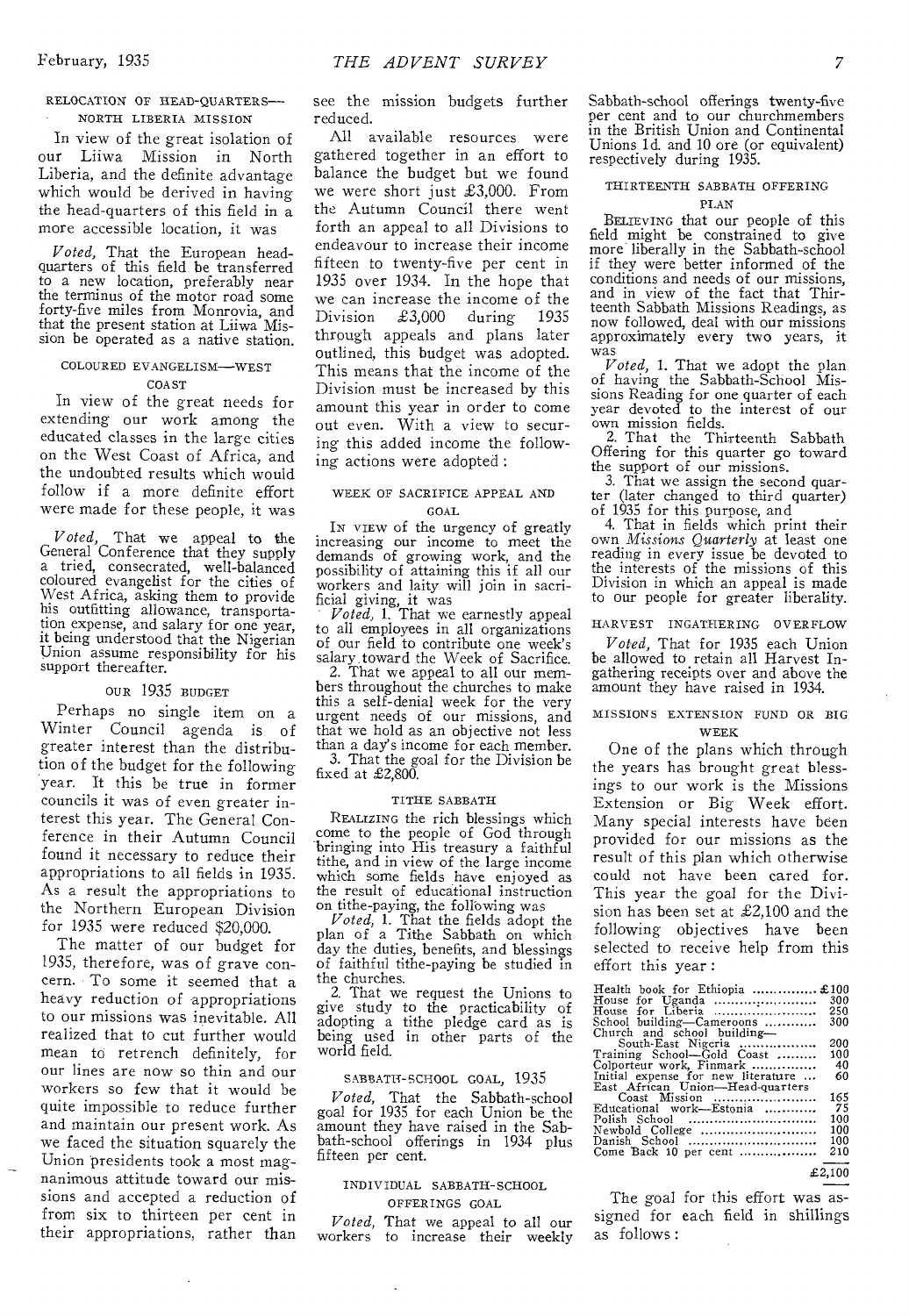### RELOCATION OF HEAD-QUARTERS—NORTH LIBERIA MISSION

In view of the great isolation of our Liiwa Mission in North Liberia, and the definite advantage which would be derived in having the head-quarters of this field in a more accessible location, it was

*Voted,* That the European head-quarters of this field be transferred to a new location, preferably near the terminus of the motor road some forty-five miles from Monrovia, and that the present station at Liiwa Mission be operated as a native station.

### COLOURED EVANGELISM—WEST COAST

In view of the great needs for extending our work among the educated classes in the large cities on the West Coast of Africa, and the undoubted results which would follow if a more definite effort were made for these people, it was

*Voted,* That we appeal to the General Conference that they supply a tried, consecrated, well-balanced coloured evangelist for the cities of West Africa, asking them to provide his outfitting allowance, transportation expense, and salary for one year, it being understood that the Nigerian Union assume responsibility for his support thereafter.

### OUR 1935 BUDGET

Perhaps no single item on a Winter Council agenda is of greater interest than the distribution of the budget for the following year. It this be true in former councils it was of even greater interest this year. The General Conference in their Autumn Council found it necessary to reduce their appropriations to all fields in 1935. As a result the appropriations to the Northern European Division for 1935 were reduced $20,000.

The matter of our budget for 1935, therefore, was of grave concern. To some it seemed that a heavy reduction of appropriations to our missions was inevitable. All realized that to cut further would mean to retrench definitely, for our lines are now so thin and our workers so few that it would be quite impossible to reduce further and maintain our present work. As we faced the situation squarely the Union presidents took a most magnanimous attitude toward our missions and accepted a reduction of from six to thirteen per cent in their appropriations, rather than see the mission budgets further reduced.

All available resources were gathered together in an effort to balance the budget but we found we were short just £3,000. From the Autumn Council there went forth an appeal to all Divisions to endeavour to increase their income fifteen to twenty-five per cent in 1935 over 1934. In the hope that we can increase the income of the Division £3,000 during 1935 through appeals and plans later outlined, this budget was adopted. This means that the income of the Division must be increased by this amount this year in order to come out even. With a view to securing this added income the following actions were adopted:

### WEEK OF SACRIFICE APPEAL AND GOAL

IN VIEW of the urgency of greatly increasing our income to meet the demands of growing work, and the possibility of attaining this if all our workers and laity will join in sacrificial giving, it was

*Voted,* 1. That we earnestly appeal to all employees in all organizations of our field to contribute one week's salary toward the Week of Sacrifice.

2. That we appeal to all our members throughout the churches to make this a self-denial week for the very urgent needs of our missions, and that we hold as an objective not less than a day's income for each member.

3. That the goal for the Division be fixed at £2,800.

### TITHE SABBATH

REALIZING the rich blessings which come to the people of God through bringing into His treasury a faithful tithe, and in view of the large income which some fields have enjoyed as the result of educational instruction on tithe-paying, the following was

*Voted,* 1. That the fields adopt the plan of a Tithe Sabbath on which day the duties, benefits, and blessings of faithful tithe-paying be studied in the churches.

2. That we request the Unions to give study to the practicability of adopting a tithe pledge card as is being used in other parts of the world field.

### SABBATH-SCHOOL GOAL, 1935

*Voted,* That the Sabbath-school goal for 1935 for each Union be the amount they have raised in the Sabbath-school offerings in 1934 plus fifteen per cent.

### INDIVIDUAL SABBATH-SCHOOL OFFERINGS GOAL

*Voted,* That we appeal to all our workers to increase their weekly Sabbath-school offerings twenty-five per cent and to our churchmembers in the British Union and Continental Unions 1d. and 10 ore (or equivalent) respectively during 1935.

### THIRTEENTH SABBATH OFFERING PLAN

BELIEVING that our people of this field might be constrained to give more liberally in the Sabbath-school if they were better informed of the conditions and needs of our missions, and in view of the fact that Thirteenth Sabbath Missions Readings, as now followed, deal with our missions approximately every two years, it was

*Voted,* 1. That we adopt the plan of having the Sabbath-School Missions Reading for one quarter of each year devoted to the interest of our own mission fields.

2. That the Thirteenth Sabbath Offering for this quarter go toward the support of our missions.

3. That we assign the second quarter (later changed to third quarter) of 1935 for this purpose, and

4. That in fields which print their own *Missions Quarterly* at least one reading in every issue be devoted to the interests of the missions of this Division in which an appeal is made to our people for greater liberality.

### HARVEST INGATHERING OVERFLOW

*Voted,* That for 1935 each Union be allowed to retain all Harvest Ingathering receipts over and above the amount they have raised in 1934.

### MISSIONS EXTENSION FUND OR BIG WEEK

One of the plans which through the years has brought great blessings to our work is the Missions Extension or Big Week effort. Many special interests have been provided for our missions as the result of this plan which otherwise could not have been cared for. This year the goal for the Division has been set at £2,100 and the following objectives have been selected to receive help from this effort this year:

| | £ |
|---|---|
| Health book for Ethiopia | £100 |
| House for Uganda | 300 |
| House for Liberia | 250 |
| School building—Cameroons | 300 |
| Church and school building—South-East Nigeria | 200 |
| Training School—Gold Coast | 100 |
| Colporteur work, Finmark | 40 |
| Initial expense for new literature | 60 |
| East African Union—Head-quarters Coast Mission | 165 |
| Educational work—Estonia | 75 |
| Polish School | 100 |
| Newbold College | 100 |
| Danish School | 100 |
| Come Back 10 per cent | 210 |
| | £2,100 |

The goal for this effort was assigned for each field in shillings as follows: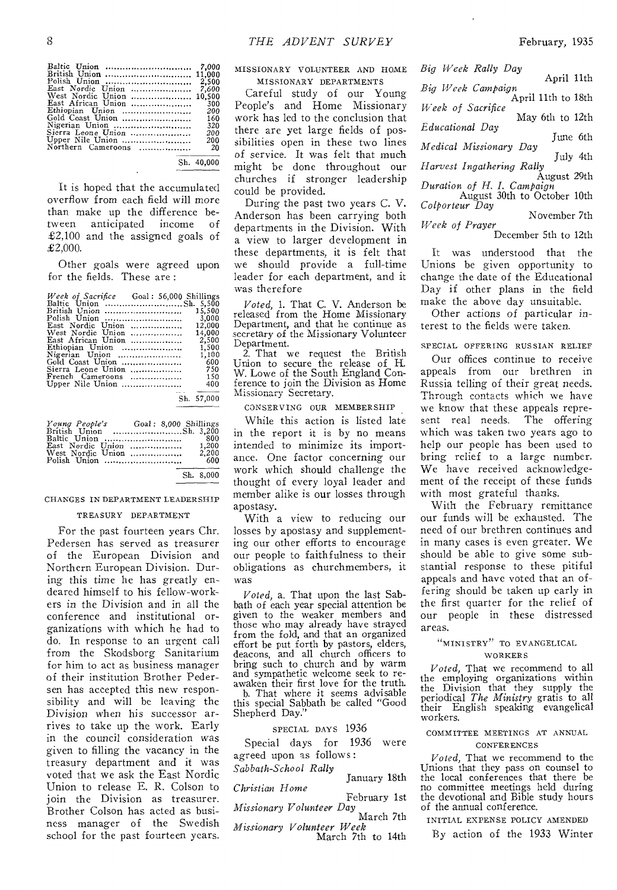| | |
|---|---|
| Baltic Union | 7,000 |
| British Union | 11,000 |
| Polish Union | 2,500 |
| East Nordic Union | 7,600 |
| West Nordic Union | 10,500 |
| East African Union | 300 |
| Ethiopian Union | 200 |
| Gold Coast Union | 160 |
| Nigerian Union | 320 |
| Sierra Leone Union | 200 |
| Upper Nile Union | 200 |
| Northern Cameroons | 20 |
| | Sh. 40,000 |

It is hoped that the accumulated overflow from each field will more than make up the difference between anticipated income of £2,100 and the assigned goals of £2,000.

Other goals were agreed upon for the fields. These are:

| *Week of Sacrifice* Goal: 56,000 Shillings | |
|---|---|
| Baltic Union | Sh. 5,500 |
| British Union | 15,500 |
| Polish Union | 3,000 |
| East Nordic Union | 12,000 |
| West Nordic Union | 14,000 |
| East African Union | 2,500 |
| Ethiopian Union | 1,500 |
| Nigerian Union | 1,100 |
| Gold Coast Union | 600 |
| Sierra Leone Union | 750 |
| French Cameroons | 150 |
| Upper Nile Union | 400 |
| | Sh. 57,000 |

| *Young People's* Goal: 8,000 Shillings | |
|---|---|
| British Union | Sh. 3,200 |
| Baltic Union | 800 |
| East Nordic Union | 1,200 |
| West Nordic Union | 2,200 |
| Polish Union | 600 |
| | Sh. 8,000 |

CHANGES IN DEPARTMENT LEADERSHIP

TREASURY DEPARTMENT

For the past fourteen years Chr. Pedersen has served as treasurer of the European Division and Northern European Division. During this time he has greatly endeared himself to his fellow-workers in the Division and in all the conference and institutional organizations with which he had to do. In response to an urgent call from the Skodsborg Sanitarium for him to act as business manager of their institution Brother Pedersen has accepted this new responsibility and will be leaving the Division when his successor arrives to take up the work. Early in the council consideration was given to filling the vacancy in the treasury department and it was voted that we ask the East Nordic Union to release E. R. Colson to join the Division as treasurer. Brother Colson has acted as business manager of the Swedish school for the past fourteen years.

MISSIONARY VOLUNTEER AND HOME MISSIONARY DEPARTMENTS

Careful study of our Young People's and Home Missionary work has led to the conclusion that there are yet large fields of possibilities open in these two lines of service. It was felt that much might be done throughout our churches if stronger leadership could be provided.

During the past two years C. V. Anderson has been carrying both departments in the Division. With a view to larger development in these departments, it is felt that we should provide a full-time leader for each department, and it was therefore

*Voted,* 1. That C. V. Anderson be released from the Home Missionary Department, and that he continue as secretary of the Missionary Volunteer Department.

2. That we request the British Union to secure the release of H. W. Lowe of the South England Conference to join the Division as Home Missionary Secretary.

CONSERVING OUR MEMBERSHIP

While this action is listed late in the report it is by no means intended to minimize its importance. One factor concerning our work which should challenge the thought of every loyal leader and member alike is our losses through apostasy.

With a view to reducing our losses by apostasy and supplementing our other efforts to encourage our people to faithfulness to their obligations as churchmembers, it was

*Voted,* a. That upon the last Sabbath of each year special attention be given to the weaker members and those who may already have strayed from the fold, and that an organized effort be put forth by pastors, elders, deacons, and all church officers to bring such to church and by warm and sympathetic welcome seek to reawaken their first love for the truth.

b. That where it seems advisable this special Sabbath be called "Good Shepherd Day."

SPECIAL DAYS 1936

Special days for 1936 were agreed upon as follows:

| | |
|---|---|
| *Sabbath-School Rally* | January 18th |
| *Christian Home* | February 1st |
| *Missionary Volunteer Day* | March 7th |
| *Missionary Volunteer Week* | March 7th to 14th |
| *Big Week Rally Day* | April 11th |
| *Big Week Campaign* | April 11th to 18th |
| *Week of Sacrifice* | May 6th to 12th |
| *Educational Day* | June 6th |
| *Medical Missionary Day* | July 4th |
| *Harvest Ingathering Rally* | August 29th |
| *Duration of H. I. Campaign* | August 30th to October 10th |
| *Colporteur Day* | November 7th |
| *Week of Prayer* | December 5th to 12th |

It was understood that the Unions be given opportunity to change the date of the Educational Day if other plans in the field make the above day unsuitable.

Other actions of particular interest to the fields were taken.

SPECIAL OFFERING RUSSIAN RELIEF

Our offices continue to receive appeals from our brethren in Russia telling of their great needs. Through contacts which we have we know that these appeals represent real needs. The offering which was taken two years ago to help our people has been used to bring relief to a large number. We have received acknowledgement of the receipt of these funds with most grateful thanks.

With the February remittance our funds will be exhausted. The need of our brethren continues and in many cases is even greater. We should be able to give some substantial response to these pitiful appeals and have voted that an offering should be taken up early in the first quarter for the relief of our people in these distressed areas.

"MINISTRY" TO EVANGELICAL WORKERS

*Voted,* That we recommend to all the employing organizations within the Division that they supply the periodical *The Ministry* gratis to all their English speaking evangelical workers.

COMMITTEE MEETINGS AT ANNUAL CONFERENCES

*Voted,* That we recommend to the Unions that they pass on counsel to the local conferences that there be no committee meetings held during the devotional and Bible study hours of the annual conference.

INITIAL EXPENSE POLICY AMENDED

By action of the 1933 Winter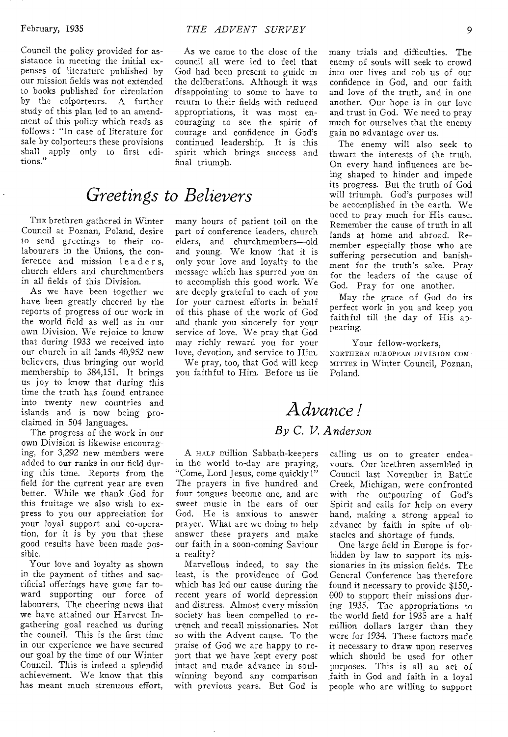Council the policy provided for assistance in meeting the initial expenses of literature published by our mission fields was not extended to books published for circulation by the colporteurs. A further study of this plan led to an amendment of this policy which reads as follows: "In case of literature for sale by colporteurs these provisions shall apply only to first editions."

As we came to the close of the council all were led to feel that God had been present to guide in the deliberations. Although it was disappointing to some to have to return to their fields with reduced appropriations, it was most encouraging to see the spirit of courage and confidence in God's continued leadership. It is this spirit which brings success and final triumph.

# *Greetings to Believers*

THE brethren gathered in Winter Council at Poznan, Poland, desire to send greetings to their co-labourers in the Unions, the conference and mission leaders, church elders and churchmembers in all fields of this Division.

As we have been together we have been greatly cheered by the reports of progress of our work in the world field as well as in our own Division. We rejoice to know that during 1933 we received into our church in all lands 40,952 new believers, thus bringing our world membership to 384,151. It brings us joy to know that during this time the truth has found entrance into twenty new countries and islands and is now being proclaimed in 504 languages.

The progress of the work in our own Division is likewise encouraging, for 3,292 new members were added to our ranks in our field during this time. Reports from the field for the current year are even better. While we thank God for this fruitage we also wish to express to you our appreciation for your loyal support and co-operation, for it is by you that these good results have been made possible.

Your love and loyalty as shown in the payment of tithes and sacrificial offerings have gone far toward supporting our force of labourers. The cheering news that we have attained our Harvest Ingathering goal reached us during the council. This is the first time in our experience we have secured our goal by the time of our Winter Council. This is indeed a splendid achievement. We know that this has meant much strenuous effort, many hours of patient toil on the part of conference leaders, church elders, and churchmembers—old and young. We know that it is only your love and loyalty to the message which has spurred you on to accomplish this good work. We are deeply grateful to each of you for your earnest efforts in behalf of this phase of the work of God and thank you sincerely for your service of love. We pray that God may richly reward you for your love, devotion, and service to Him.

We pray, too, that God will keep you faithful to Him. Before us lie many trials and difficulties. The enemy of souls will seek to crowd into our lives and rob us of our confidence in God, and our faith and love of the truth, and in one another. Our hope is in our love and trust in God. We need to pray much for ourselves that the enemy gain no advantage over us.

The enemy will also seek to thwart the interests of the truth. On every hand influences are being shaped to hinder and impede its progress. But the truth of God will triumph. God's purposes will be accomplished in the earth. We need to pray much for His cause. Remember the cause of truth in all lands at home and abroad. Remember especially those who are suffering persecution and banishment for the truth's sake. Pray for the leaders of the cause of God. Pray for one another.

May the grace of God do its perfect work in you and keep you faithful till the day of His appearing.

Your fellow-workers,
NORTHERN EUROPEAN DIVISION COMMITTEE in Winter Council, Poznan, Poland.

# *Advance!*

### *By C. V. Anderson*

A HALF million Sabbath-keepers in the world to-day are praying, "Come, Lord Jesus, come quickly!" The prayers in five hundred and four tongues become one, and are sweet music in the ears of our God. He is anxious to answer prayer. What are we doing to help answer these prayers and make our faith in a soon-coming Saviour a reality?

Marvellous indeed, to say the least, is the providence of God which has led our cause during the recent years of world depression and distress. Almost every mission society has been compelled to retrench and recall missionaries. Not so with the Advent cause. To the praise of God we are happy to report that we have kept every post intact and made advance in soul-winning beyond any comparison with previous years. But God is calling us on to greater endeavours. Our brethren assembled in Council last November in Battle Creek, Michigan, were confronted with the outpouring of God's Spirit and calls for help on every hand, making a strong appeal to advance by faith in spite of obstacles and shortage of funds.

One large field in Europe is forbidden by law to support its missionaries in its mission fields. The General Conference has therefore found it necessary to provide $150,000 to support their missions during 1935. The appropriations to the world field for 1935 are a half million dollars larger than they were for 1934. These factors made it necessary to draw upon reserves which should be used for other purposes. This is all an act of faith in God and faith in a loyal people who are willing to support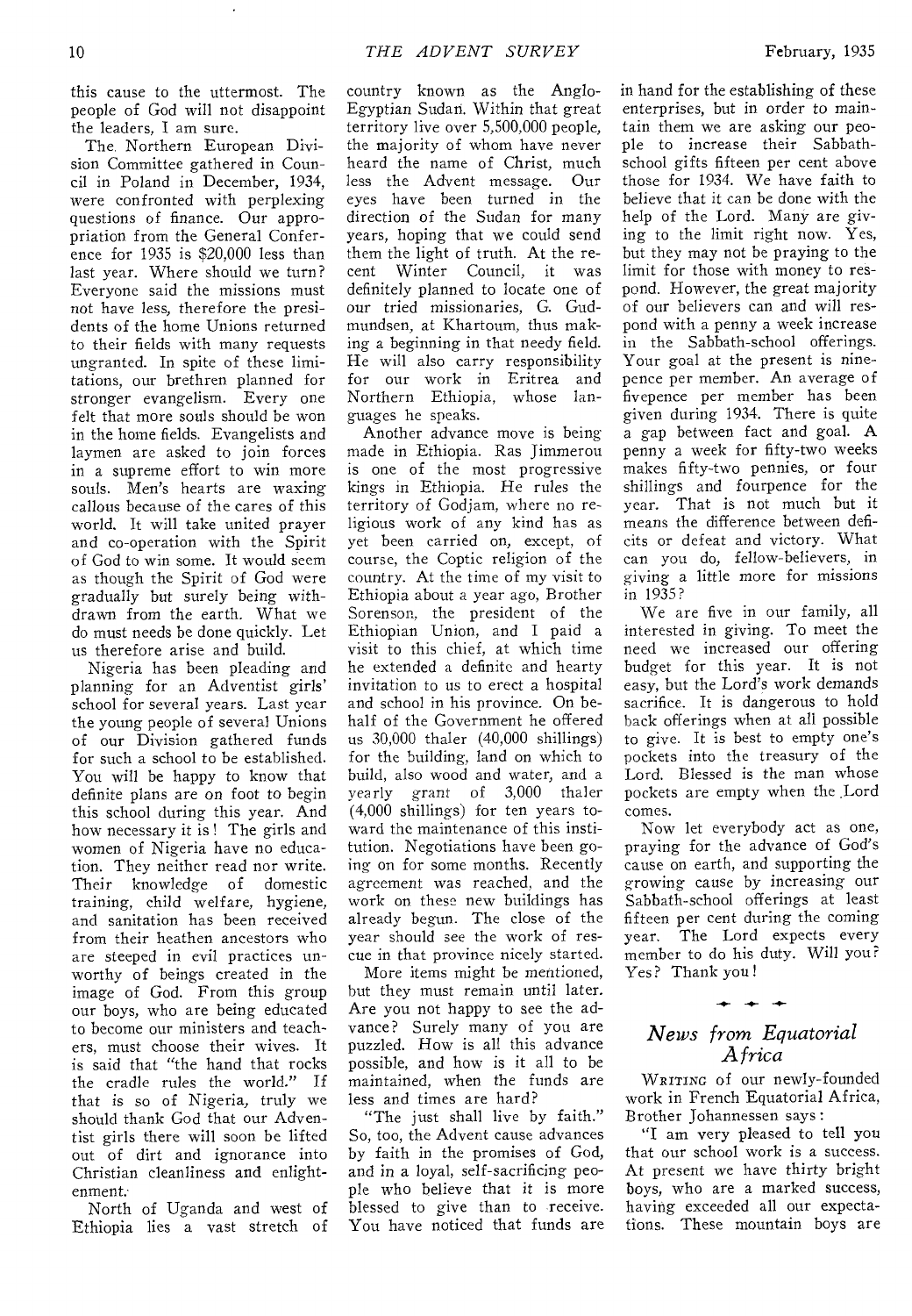this cause to the uttermost. The people of God will not disappoint the leaders, I am sure.

The Northern European Division Committee gathered in Council in Poland in December, 1934, were confronted with perplexing questions of finance. Our appropriation from the General Conference for 1935 is $20,000 less than last year. Where should we turn? Everyone said the missions must not have less, therefore the presidents of the home Unions returned to their fields with many requests ungranted. In spite of these limitations, our brethren planned for stronger evangelism. Every one felt that more souls should be won in the home fields. Evangelists and laymen are asked to join forces in a supreme effort to win more souls. Men's hearts are waxing callous because of the cares of this world. It will take united prayer and co-operation with the Spirit of God to win some. It would seem as though the Spirit of God were gradually but surely being withdrawn from the earth. What we do must needs be done quickly. Let us therefore arise and build.

Nigeria has been pleading and planning for an Adventist girls' school for several years. Last year the young people of several Unions of our Division gathered funds for such a school to be established. You will be happy to know that definite plans are on foot to begin this school during this year. And how necessary it is! The girls and women of Nigeria have no education. They neither read nor write. Their knowledge of domestic training, child welfare, hygiene, and sanitation has been received from their heathen ancestors who are steeped in evil practices unworthy of beings created in the image of God. From this group our boys, who are being educated to become our ministers and teachers, must choose their wives. It is said that "the hand that rocks the cradle rules the world." If that is so of Nigeria, truly we should thank God that our Adventist girls there will soon be lifted out of dirt and ignorance into Christian cleanliness and enlightenment.

North of Uganda and west of Ethiopia lies a vast stretch of country known as the Anglo-Egyptian Sudan. Within that great territory live over 5,500,000 people, the majority of whom have never heard the name of Christ, much less the Advent message. Our eyes have been turned in the direction of the Sudan for many years, hoping that we could send them the light of truth. At the recent Winter Council, it was definitely planned to locate one of our tried missionaries, G. Gudmundsen, at Khartoum, thus making a beginning in that needy field. He will also carry responsibility for our work in Eritrea and Northern Ethiopia, whose languages he speaks.

Another advance move is being made in Ethiopia. Ras Jimmerou is one of the most progressive kings in Ethiopia. He rules the territory of Godjam, where no religious work of any kind has as yet been carried on, except, of course, the Coptic religion of the country. At the time of my visit to Ethiopia about a year ago, Brother Sorenson, the president of the Ethiopian Union, and I paid a visit to this chief, at which time he extended a definite and hearty invitation to us to erect a hospital and school in his province. On behalf of the Government he offered us 30,000 thaler (40,000 shillings) for the building, land on which to build, also wood and water, and a yearly grant of 3,000 thaler (4,000 shillings) for ten years toward the maintenance of this institution. Negotiations have been going on for some months. Recently agreement was reached, and the work on these new buildings has already begun. The close of the year should see the work of rescue in that province nicely started.

More items might be mentioned, but they must remain until later. Are you not happy to see the advance? Surely many of you are puzzled. How is all this advance possible, and how is it all to be maintained, when the funds are less and times are hard?

"The just shall live by faith." So, too, the Advent cause advances by faith in the promises of God, and in a loyal, self-sacrificing people who believe that it is more blessed to give than to receive. You have noticed that funds are in hand for the establishing of these enterprises, but in order to maintain them we are asking our people to increase their Sabbath-school gifts fifteen per cent above those for 1934. We have faith to believe that it can be done with the help of the Lord. Many are giving to the limit right now. Yes, but they may not be praying to the limit for those with money to respond. However, the great majority of our believers can and will respond with a penny a week increase in the Sabbath-school offerings. Your goal at the present is ninepence per member. An average of fivepence per member has been given during 1934. There is quite a gap between fact and goal. A penny a week for fifty-two weeks makes fifty-two pennies, or four shillings and fourpence for the year. That is not much but it means the difference between deficits or defeat and victory. What can you do, fellow-believers, in giving a little more for missions in 1935?

We are five in our family, all interested in giving. To meet the need we increased our offering budget for this year. It is not easy, but the Lord's work demands sacrifice. It is dangerous to hold back offerings when at all possible to give. It is best to empty one's pockets into the treasury of the Lord. Blessed is the man whose pockets are empty when the Lord comes.

Now let everybody act as one, praying for the advance of God's cause on earth, and supporting the growing cause by increasing our Sabbath-school offerings at least fifteen per cent during the coming year. The Lord expects every member to do his duty. Will you? Yes? Thank you!

## *News from Equatorial Africa*

WRITING of our newly-founded work in French Equatorial Africa, Brother Johannessen says:

"I am very pleased to tell you that our school work is a success. At present we have thirty bright boys, who are a marked success, having exceeded all our expectations. These mountain boys are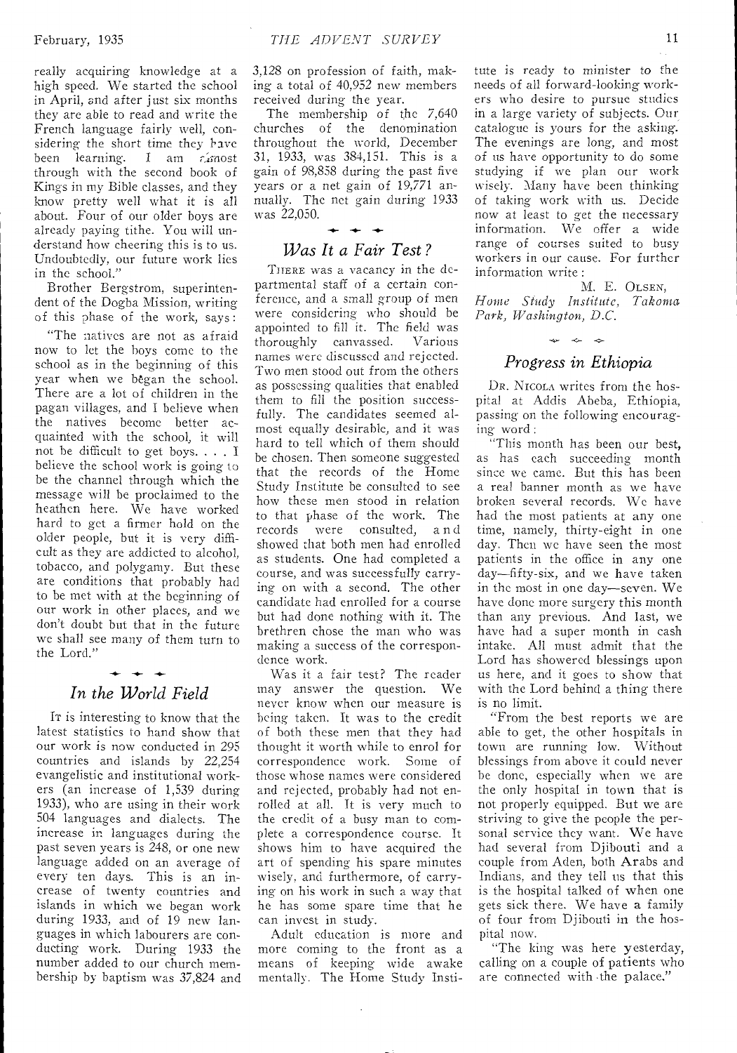really acquiring knowledge at a high speed. We started the school in April, and after just six months they are able to read and write the French language fairly well, considering the short time they have been learning. I am almost through with the second book of Kings in my Bible classes, and they know pretty well what it is all about. Four of our older boys are already paying tithe. You will understand how cheering this is to us. Undoubtedly, our future work lies in the school."

Brother Bergstrom, superintendent of the Dogba Mission, writing of this phase of the work, says:

"The natives are not as afraid now to let the boys come to the school as in the beginning of this year when we began the school. There are a lot of children in the pagan villages, and I believe when the natives become better acquainted with the school, it will not be difficult to get boys. . . . I believe the school work is going to be the channel through which the message will be proclaimed to the heathen here. We have worked hard to get a firmer hold on the older people, but it is very difficult as they are addicted to alcohol, tobacco, and polygamy. But these are conditions that probably had to be met with at the beginning of our work in other places, and we don't doubt but that in the future we shall see many of them turn to the Lord."

## In the World Field

It is interesting to know that the latest statistics to hand show that our work is now conducted in 295 countries and islands by 22,254 evangelistic and institutional workers (an increase of 1,539 during 1933), who are using in their work 504 languages and dialects. The increase in languages during the past seven years is 248, or one new language added on an average of every ten days. This is an increase of twenty countries and islands in which we began work during 1933, and of 19 new languages in which labourers are conducting work. During 1933 the number added to our church membership by baptism was 37,824 and 3,128 on profession of faith, making a total of 40,952 new members received during the year.

The membership of the 7,640 churches of the denomination throughout the world, December 31, 1933, was 384,151. This is a gain of 98,858 during the past five years or a net gain of 19,771 annually. The net gain during 1933 was 22,050.

## *Was It a Fair Test?*

There was a vacancy in the departmental staff of a certain conference, and a small group of men were considering who should be appointed to fill it. The field was thoroughly canvassed. Various names were discussed and rejected. Two men stood out from the others as possessing qualities that enabled them to fill the position successfully. The candidates seemed almost equally desirable, and it was hard to tell which of them should be chosen. Then someone suggested that the records of the Home Study Institute be consulted to see how these men stood in relation to that phase of the work. The records were consulted, and showed that both men had enrolled as students. One had completed a course, and was successfully carrying on with a second. The other candidate had enrolled for a course but had done nothing with it. The brethren chose the man who was making a success of the correspondence work.

Was it a fair test? The reader may answer the question. We never know when our measure is being taken. It was to the credit of both these men that they had thought it worth while to enrol for correspondence work. Some of those whose names were considered and rejected, probably had not enrolled at all. It is very much to the credit of a busy man to complete a correspondence course. It shows him to have acquired the art of spending his spare minutes wisely, and furthermore, of carrying on his work in such a way that he has some spare time that he can invest in study.

Adult education is more and more coming to the front as a means of keeping wide awake mentally. The Home Study Institute is ready to minister to the needs of all forward-looking workers who desire to pursue studies in a large variety of subjects. Our catalogue is yours for the asking. The evenings are long, and most of us have opportunity to do some studying if we plan our work wisely. Many have been thinking of taking work with us. Decide now at least to get the necessary information. We offer a wide range of courses suited to busy workers in our cause. For further information write:

M. E. Olsen,
*Home Study Institute, Takoma Park, Washington, D.C.*

## *Progress in Ethiopia*

Dr. Nicola writes from the hospital at Addis Abeba, Ethiopia, passing on the following encouraging word:

"This month has been our best, as has each succeeding month since we came. But this has been a real banner month as we have broken several records. We have had the most patients at any one time, namely, thirty-eight in one day. Then we have seen the most patients in the office in any one day—fifty-six, and we have taken in the most in one day—seven. We have done more surgery this month than any previous. And last, we have had a super month in cash intake. All must admit that the Lord has showered blessings upon us here, and it goes to show that with the Lord behind a thing there is no limit.

"From the best reports we are able to get, the other hospitals in town are running low. Without blessings from above it could never be done, especially when we are the only hospital in town that is not properly equipped. But we are striving to give the people the personal service they want. We have had several from Djibouti and a couple from Aden, both Arabs and Indians, and they tell us that this is the hospital talked of when one gets sick there. We have a family of four from Djibouti in the hospital now.

"The king was here yesterday, calling on a couple of patients who are connected with the palace."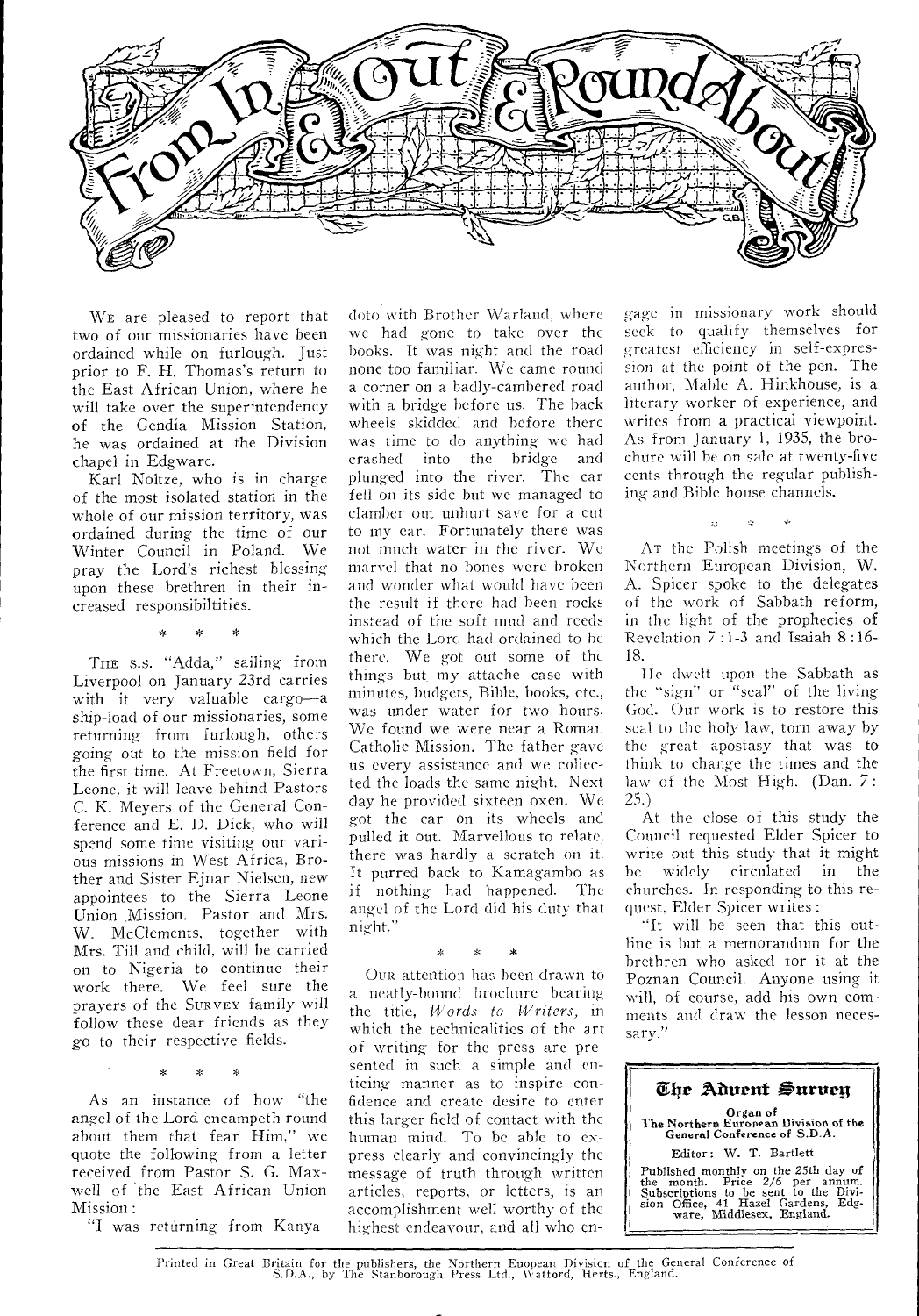# From In & Out & Round About

We are pleased to report that two of our missionaries have been ordained while on furlough. Just prior to F. H. Thomas's return to the East African Union, where he will take over the superintendency of the Gendia Mission Station, he was ordained at the Division chapel in Edgware.

Karl Noltze, who is in charge of the most isolated station in the whole of our mission territory, was ordained during the time of our Winter Council in Poland. We pray the Lord's richest blessing upon these brethren in their increased responsibiltities.

\* \* \*

The s.s. "Adda," sailing from Liverpool on January 23rd carries with it very valuable cargo—a ship-load of our missionaries, some returning from furlough, others going out to the mission field for the first time. At Freetown, Sierra Leone, it will leave behind Pastors C. K. Meyers of the General Conference and E. D. Dick, who will spend some time visiting our various missions in West Africa, Brother and Sister Ejnar Nielsen, new appointees to the Sierra Leone Union Mission. Pastor and Mrs. W. McClements, together with Mrs. Till and child, will be carried on to Nigeria to continue their work there. We feel sure the prayers of the Survey family will follow these dear friends as they go to their respective fields.

\* \* \*

As an instance of how "the angel of the Lord encampeth round about them that fear Him," we quote the following from a letter received from Pastor S. G. Maxwell of the East African Union Mission:

"I was returning from Kanyadoto with Brother Warland, where we had gone to take over the books. It was night and the road none too familiar. We came round a corner on a badly-cambered road with a bridge before us. The back wheels skidded and before there was time to do anything we had crashed into the bridge and plunged into the river. The car fell on its side but we managed to clamber out unhurt save for a cut to my ear. Fortunately there was not much water in the river. We marvel that no bones were broken and wonder what would have been the result if there had been rocks instead of the soft mud and reeds which the Lord had ordained to be there. We got out some of the things but my attache case with minutes, budgets, Bible, books, etc., was under water for two hours. We found we were near a Roman Catholic Mission. The father gave us every assistance and we collected the loads the same night. Next day he provided sixteen oxen. We got the car on its wheels and pulled it out. Marvellous to relate, there was hardly a scratch on it. It purred back to Kamagambo as if nothing had happened. The angel of the Lord did his duty that night."

\* \* \*

Our attention has been drawn to a neatly-bound brochure bearing the title, *Words to Writers*, in which the technicalities of the art of writing for the press are presented in such a simple and enticing manner as to inspire confidence and create desire to enter this larger field of contact with the human mind. To be able to express clearly and convincingly the message of truth through written articles, reports, or letters, is an accomplishment well worthy of the highest endeavour, and all who engage in missionary work should seek to qualify themselves for greatest efficiency in self-expression at the point of the pen. The author, Mable A. Hinkhouse, is a literary worker of experience, and writes from a practical viewpoint. As from January 1, 1935, the brochure will be on sale at twenty-five cents through the regular publishing and Bible house channels.

\* \* \*

At the Polish meetings of the Northern European Division, W. A. Spicer spoke to the delegates of the work of Sabbath reform, in the light of the prophecies of Revelation 7:1-3 and Isaiah 8:16-18.

He dwelt upon the Sabbath as the "sign" or "seal" of the living God. Our work is to restore this seal to the holy law, torn away by the great apostasy that was to think to change the times and the law of the Most High. (Dan. 7: 25.)

At the close of this study the Council requested Elder Spicer to write out this study that it might be widely circulated in the churches. In responding to this request, Elder Spicer writes:

"It will be seen that this outline is but a memorandum for the brethren who asked for it at the Poznan Council. Anyone using it will, of course, add his own comments and draw the lesson necessary."

**The Advent Survey**

Organ of
The Northern European Division of the General Conference of S.D.A.

Editor: W. T. Bartlett

Published monthly on the 25th day of the month. Price 2/6 per annum. Subscriptions to be sent to the Division Office, 41 Hazel Gardens, Edgware, Middlesex, England.

Printed in Great Britain for the publishers, the Northern Euopean Division of the General Conference of S.D.A., by The Stanborough Press Ltd., Watford, Herts., England.